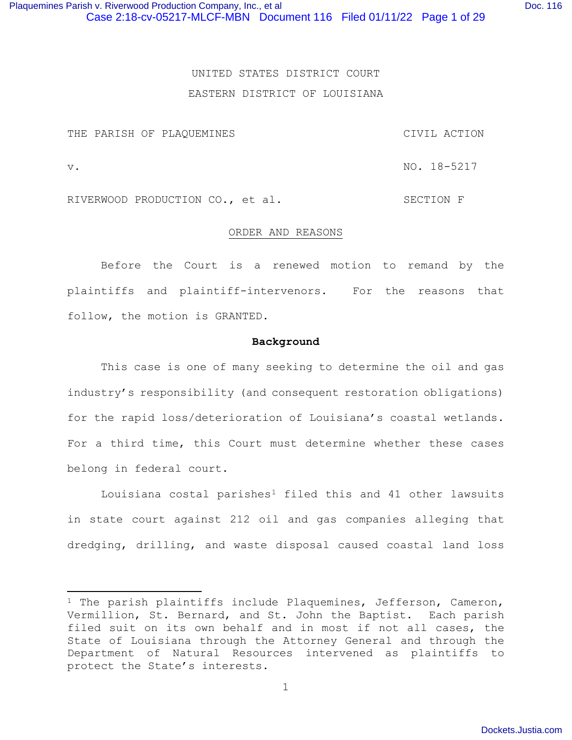UNITED STATES DISTRICT COURT

EASTERN DISTRICT OF LOUISIANA

| | |
|---|---|
| THE PARISH OF PLAQUEMINES | CIVIL ACTION |
| v. | NO. 18-5217 |
| RIVERWOOD PRODUCTION CO., et al. | SECTION F |

ORDER AND REASONS

Before the Court is a renewed motion to remand by the plaintiffs and plaintiff-intervenors. For the reasons that follow, the motion is GRANTED.

**Background**

This case is one of many seeking to determine the oil and gas industry's responsibility (and consequent restoration obligations) for the rapid loss/deterioration of Louisiana's coastal wetlands. For a third time, this Court must determine whether these cases belong in federal court.

Louisiana costal parishes[1] filed this and 41 other lawsuits in state court against 212 oil and gas companies alleging that dredging, drilling, and waste disposal caused coastal land loss

[1] The parish plaintiffs include Plaquemines, Jefferson, Cameron, Vermillion, St. Bernard, and St. John the Baptist. Each parish filed suit on its own behalf and in most if not all cases, the State of Louisiana through the Attorney General and through the Department of Natural Resources intervened as plaintiffs to protect the State's interests.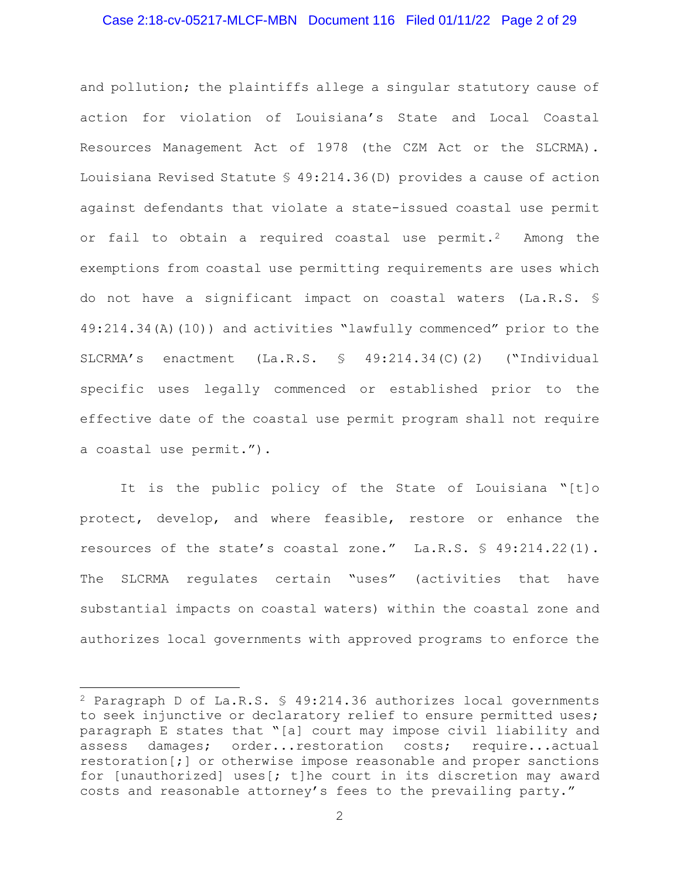and pollution; the plaintiffs allege a singular statutory cause of action for violation of Louisiana's State and Local Coastal Resources Management Act of 1978 (the CZM Act or the SLCRMA). Louisiana Revised Statute § 49:214.36(D) provides a cause of action against defendants that violate a state-issued coastal use permit or fail to obtain a required coastal use permit.[2] Among the exemptions from coastal use permitting requirements are uses which do not have a significant impact on coastal waters (La.R.S. § 49:214.34(A)(10)) and activities "lawfully commenced" prior to the SLCRMA's enactment (La.R.S. § 49:214.34(C)(2) ("Individual specific uses legally commenced or established prior to the effective date of the coastal use permit program shall not require a coastal use permit.").

It is the public policy of the State of Louisiana "[t]o protect, develop, and where feasible, restore or enhance the resources of the state's coastal zone." La.R.S. § 49:214.22(1). The SLCRMA regulates certain "uses" (activities that have substantial impacts on coastal waters) within the coastal zone and authorizes local governments with approved programs to enforce the

---

[2] Paragraph D of La.R.S. § 49:214.36 authorizes local governments to seek injunctive or declaratory relief to ensure permitted uses; paragraph E states that "[a] court may impose civil liability and assess damages; order...restoration costs; require...actual restoration[;] or otherwise impose reasonable and proper sanctions for [unauthorized] uses[; t]he court in its discretion may award costs and reasonable attorney's fees to the prevailing party."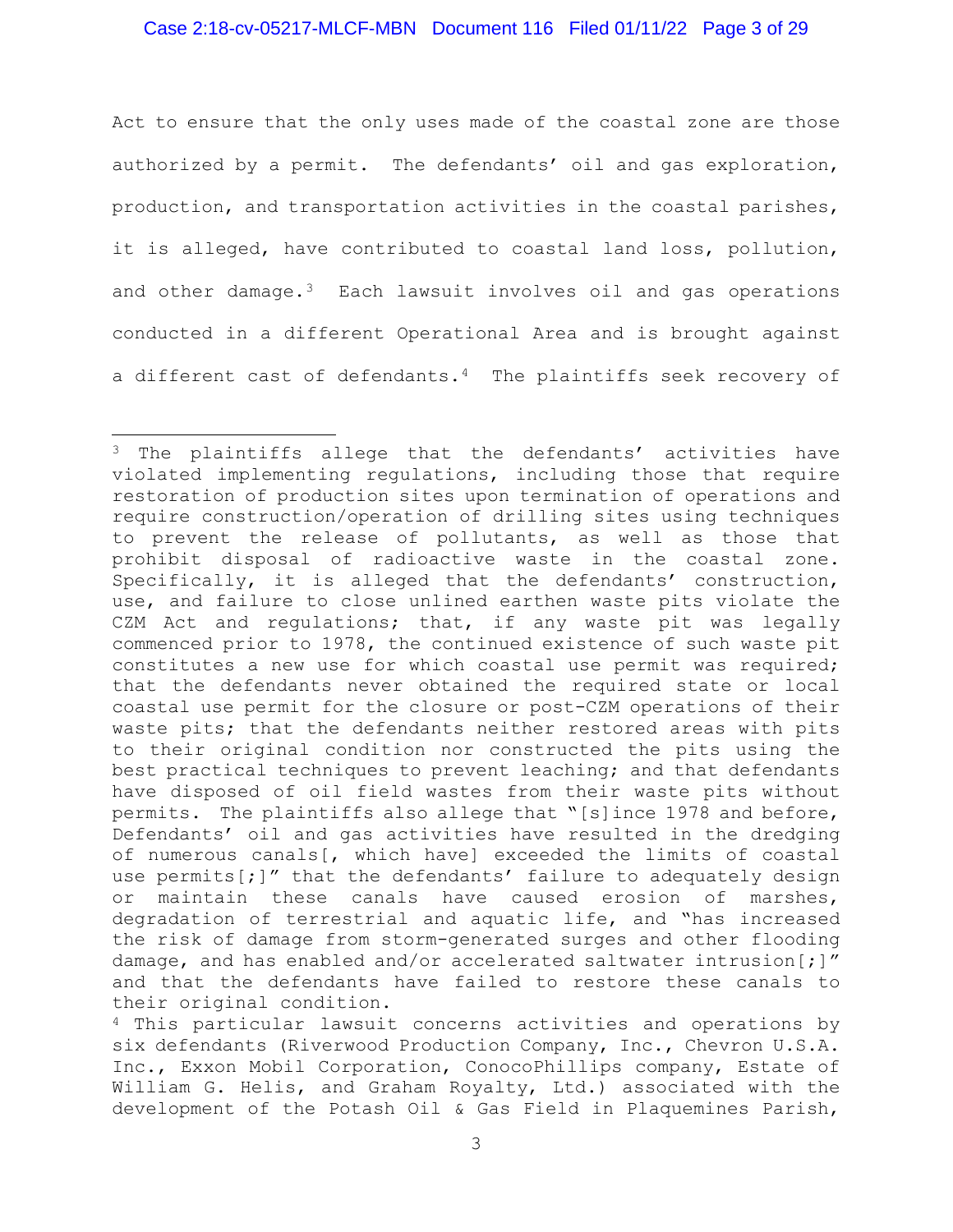Act to ensure that the only uses made of the coastal zone are those authorized by a permit. The defendants' oil and gas exploration, production, and transportation activities in the coastal parishes, it is alleged, have contributed to coastal land loss, pollution, and other damage.[3] Each lawsuit involves oil and gas operations conducted in a different Operational Area and is brought against a different cast of defendants.[4] The plaintiffs seek recovery of

---

[3] The plaintiffs allege that the defendants' activities have violated implementing regulations, including those that require restoration of production sites upon termination of operations and require construction/operation of drilling sites using techniques to prevent the release of pollutants, as well as those that prohibit disposal of radioactive waste in the coastal zone. Specifically, it is alleged that the defendants' construction, use, and failure to close unlined earthen waste pits violate the CZM Act and regulations; that, if any waste pit was legally commenced prior to 1978, the continued existence of such waste pit constitutes a new use for which coastal use permit was required; that the defendants never obtained the required state or local coastal use permit for the closure or post-CZM operations of their waste pits; that the defendants neither restored areas with pits to their original condition nor constructed the pits using the best practical techniques to prevent leaching; and that defendants have disposed of oil field wastes from their waste pits without permits. The plaintiffs also allege that "[s]ince 1978 and before, Defendants' oil and gas activities have resulted in the dredging of numerous canals[, which have] exceeded the limits of coastal use permits[;]" that the defendants' failure to adequately design or maintain these canals have caused erosion of marshes, degradation of terrestrial and aquatic life, and "has increased the risk of damage from storm-generated surges and other flooding damage, and has enabled and/or accelerated saltwater intrusion[;]" and that the defendants have failed to restore these canals to their original condition.

[4] This particular lawsuit concerns activities and operations by six defendants (Riverwood Production Company, Inc., Chevron U.S.A. Inc., Exxon Mobil Corporation, ConocoPhillips company, Estate of William G. Helis, and Graham Royalty, Ltd.) associated with the development of the Potash Oil & Gas Field in Plaquemines Parish,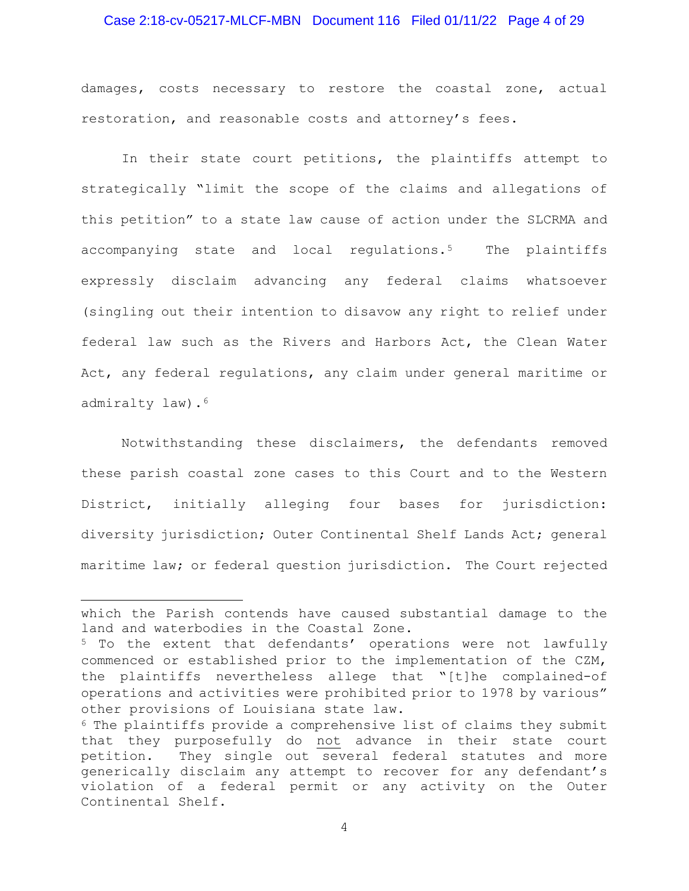damages, costs necessary to restore the coastal zone, actual restoration, and reasonable costs and attorney's fees.

In their state court petitions, the plaintiffs attempt to strategically "limit the scope of the claims and allegations of this petition" to a state law cause of action under the SLCRMA and accompanying state and local regulations.[5] The plaintiffs expressly disclaim advancing any federal claims whatsoever (singling out their intention to disavow any right to relief under federal law such as the Rivers and Harbors Act, the Clean Water Act, any federal regulations, any claim under general maritime or admiralty law).[6]

Notwithstanding these disclaimers, the defendants removed these parish coastal zone cases to this Court and to the Western District, initially alleging four bases for jurisdiction: diversity jurisdiction; Outer Continental Shelf Lands Act; general maritime law; or federal question jurisdiction. The Court rejected

---

which the Parish contends have caused substantial damage to the land and waterbodies in the Coastal Zone.

[5] To the extent that defendants' operations were not lawfully commenced or established prior to the implementation of the CZM, the plaintiffs nevertheless allege that "[t]he complained-of operations and activities were prohibited prior to 1978 by various" other provisions of Louisiana state law.

[6] The plaintiffs provide a comprehensive list of claims they submit that they purposefully do <u>not</u> advance in their state court petition. They single out several federal statutes and more generically disclaim any attempt to recover for any defendant's violation of a federal permit or any activity on the Outer Continental Shelf.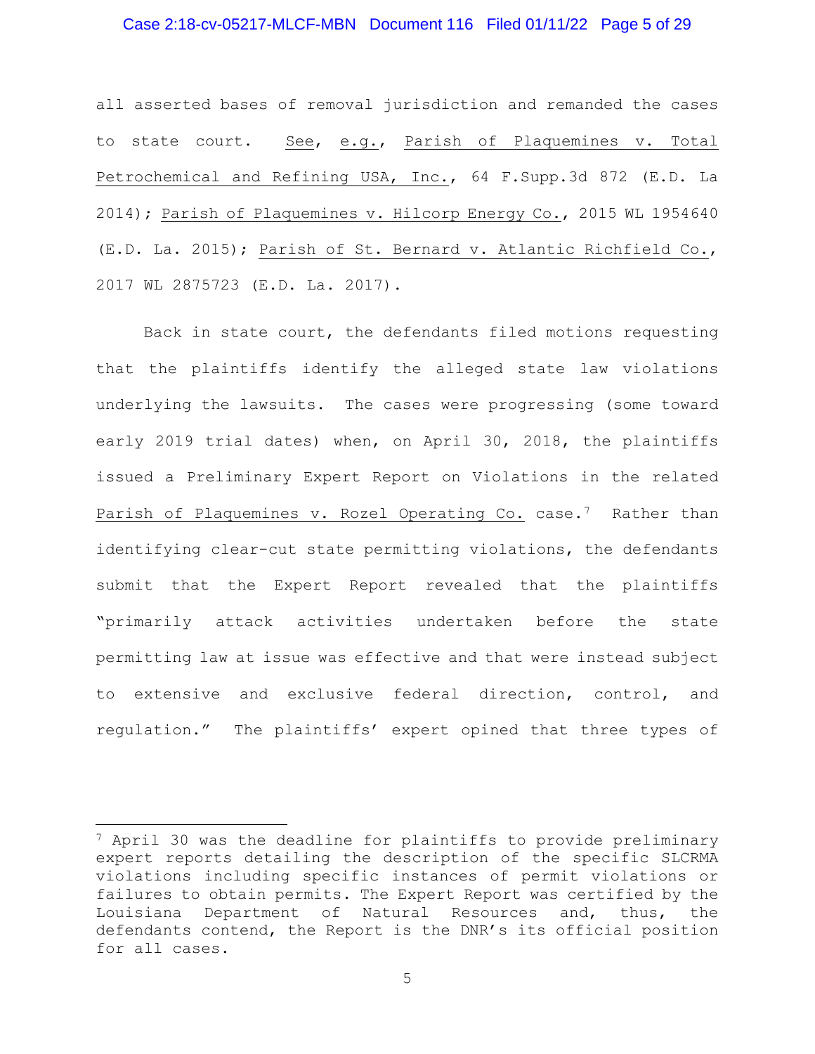all asserted bases of removal jurisdiction and remanded the cases to state court. See, e.g., Parish of Plaquemines v. Total Petrochemical and Refining USA, Inc., 64 F.Supp.3d 872 (E.D. La 2014); Parish of Plaquemines v. Hilcorp Energy Co., 2015 WL 1954640 (E.D. La. 2015); Parish of St. Bernard v. Atlantic Richfield Co., 2017 WL 2875723 (E.D. La. 2017).

Back in state court, the defendants filed motions requesting that the plaintiffs identify the alleged state law violations underlying the lawsuits. The cases were progressing (some toward early 2019 trial dates) when, on April 30, 2018, the plaintiffs issued a Preliminary Expert Report on Violations in the related Parish of Plaquemines v. Rozel Operating Co. case.[7] Rather than identifying clear-cut state permitting violations, the defendants submit that the Expert Report revealed that the plaintiffs "primarily attack activities undertaken before the state permitting law at issue was effective and that were instead subject to extensive and exclusive federal direction, control, and regulation." The plaintiffs' expert opined that three types of

---

[7] April 30 was the deadline for plaintiffs to provide preliminary expert reports detailing the description of the specific SLCRMA violations including specific instances of permit violations or failures to obtain permits. The Expert Report was certified by the Louisiana Department of Natural Resources and, thus, the defendants contend, the Report is the DNR's its official position for all cases.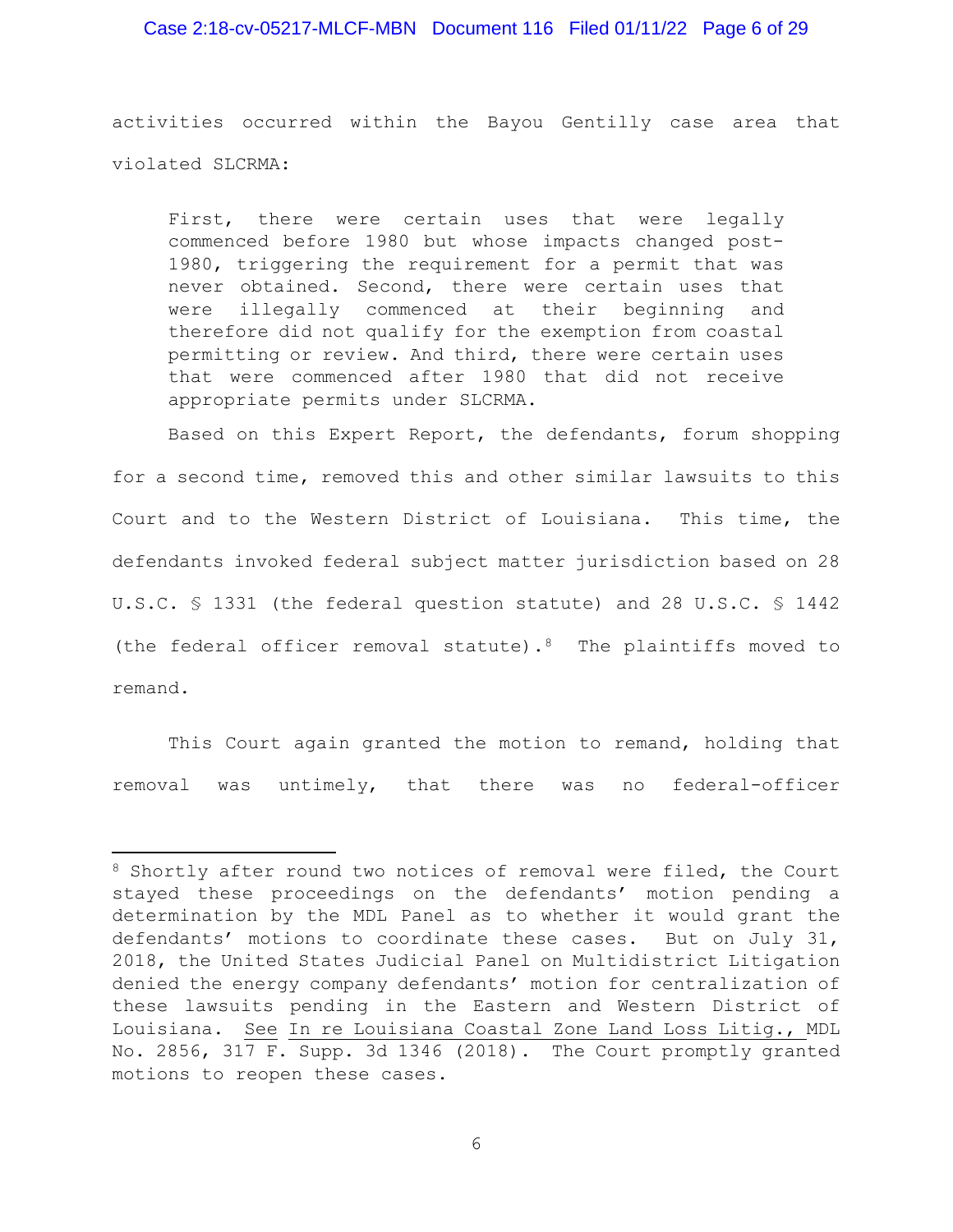activities occurred within the Bayou Gentilly case area that violated SLCRMA:

> First, there were certain uses that were legally commenced before 1980 but whose impacts changed post-1980, triggering the requirement for a permit that was never obtained. Second, there were certain uses that were illegally commenced at their beginning and therefore did not qualify for the exemption from coastal permitting or review. And third, there were certain uses that were commenced after 1980 that did not receive appropriate permits under SLCRMA.

Based on this Expert Report, the defendants, forum shopping for a second time, removed this and other similar lawsuits to this Court and to the Western District of Louisiana. This time, the defendants invoked federal subject matter jurisdiction based on 28 U.S.C. § 1331 (the federal question statute) and 28 U.S.C. § 1442 (the federal officer removal statute).[8] The plaintiffs moved to remand.

This Court again granted the motion to remand, holding that removal was untimely, that there was no federal-officer

---

[8] Shortly after round two notices of removal were filed, the Court stayed these proceedings on the defendants' motion pending a determination by the MDL Panel as to whether it would grant the defendants' motions to coordinate these cases. But on July 31, 2018, the United States Judicial Panel on Multidistrict Litigation denied the energy company defendants' motion for centralization of these lawsuits pending in the Eastern and Western District of Louisiana. See In re Louisiana Coastal Zone Land Loss Litig., MDL No. 2856, 317 F. Supp. 3d 1346 (2018). The Court promptly granted motions to reopen these cases.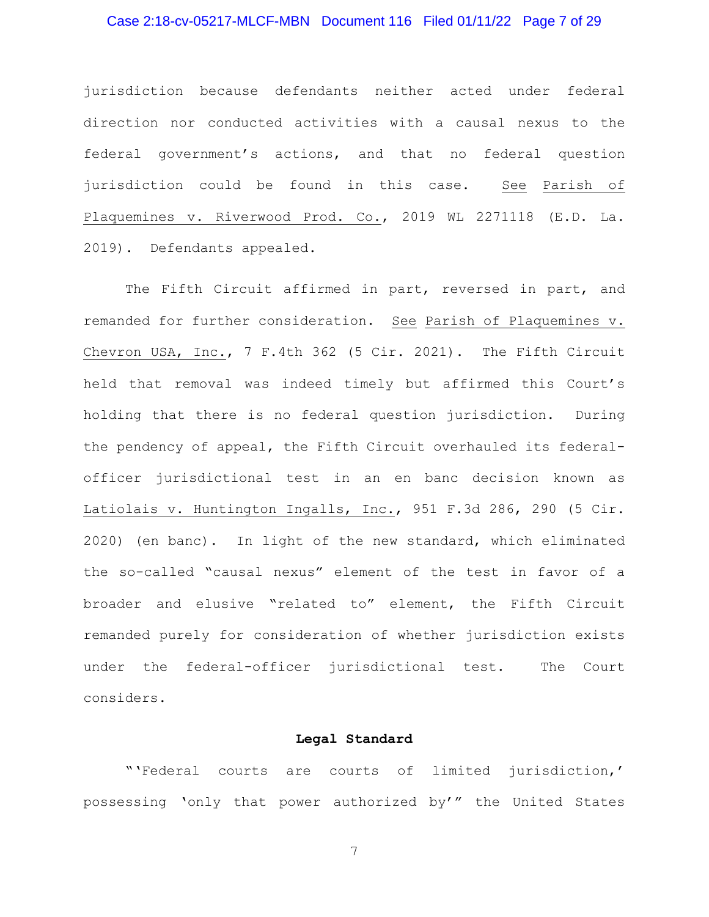jurisdiction because defendants neither acted under federal direction nor conducted activities with a causal nexus to the federal government's actions, and that no federal question jurisdiction could be found in this case. See Parish of Plaquemines v. Riverwood Prod. Co., 2019 WL 2271118 (E.D. La. 2019). Defendants appealed.

The Fifth Circuit affirmed in part, reversed in part, and remanded for further consideration. See Parish of Plaquemines v. Chevron USA, Inc., 7 F.4th 362 (5 Cir. 2021). The Fifth Circuit held that removal was indeed timely but affirmed this Court's holding that there is no federal question jurisdiction. During the pendency of appeal, the Fifth Circuit overhauled its federal-officer jurisdictional test in an en banc decision known as Latiolais v. Huntington Ingalls, Inc., 951 F.3d 286, 290 (5 Cir. 2020) (en banc). In light of the new standard, which eliminated the so-called "causal nexus" element of the test in favor of a broader and elusive "related to" element, the Fifth Circuit remanded purely for consideration of whether jurisdiction exists under the federal-officer jurisdictional test. The Court considers.

**Legal Standard**

"'Federal courts are courts of limited jurisdiction,' possessing 'only that power authorized by'" the United States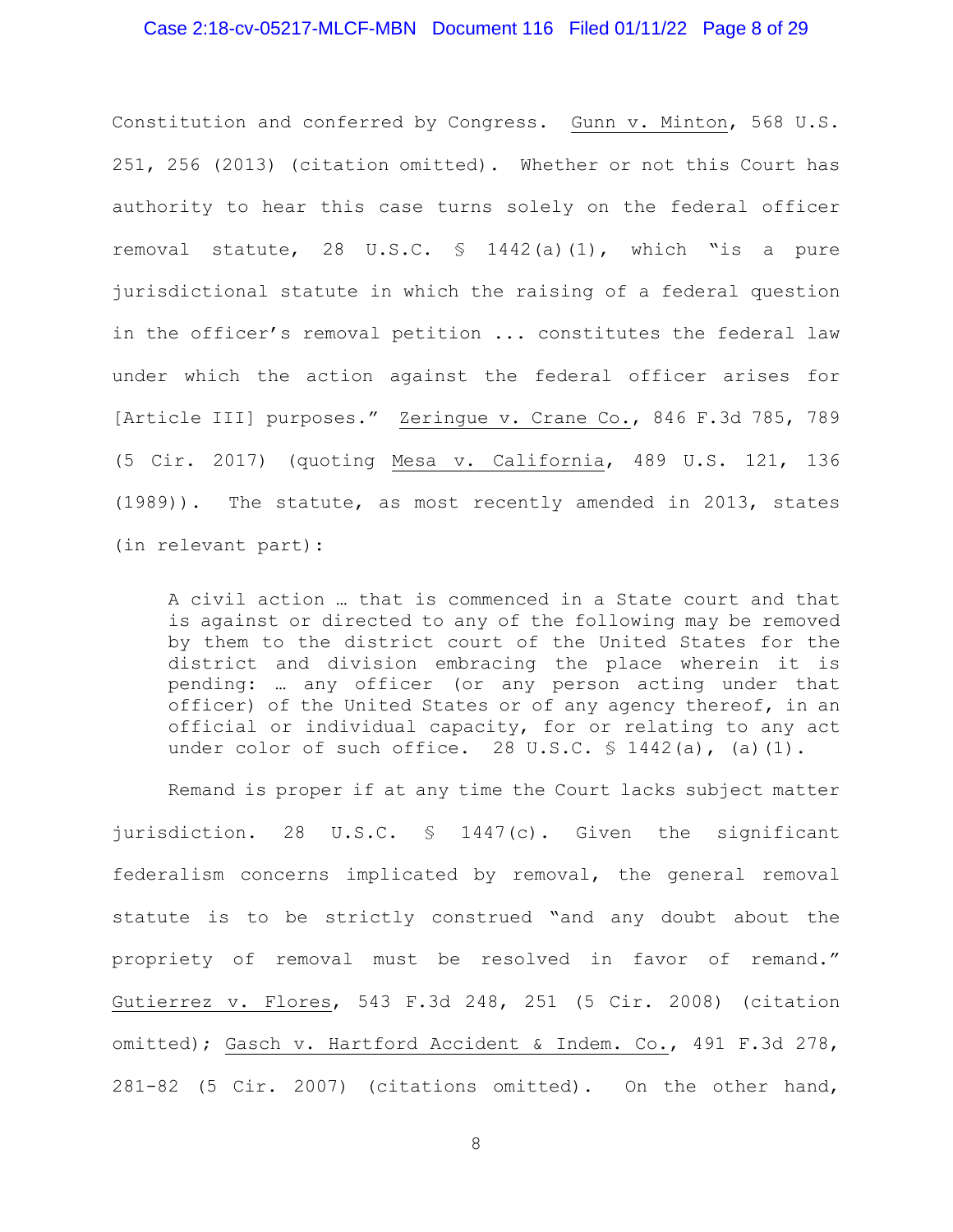Constitution and conferred by Congress. Gunn v. Minton, 568 U.S. 251, 256 (2013) (citation omitted). Whether or not this Court has authority to hear this case turns solely on the federal officer removal statute, 28 U.S.C. § 1442(a)(1), which "is a pure jurisdictional statute in which the raising of a federal question in the officer's removal petition ... constitutes the federal law under which the action against the federal officer arises for [Article III] purposes." Zeringue v. Crane Co., 846 F.3d 785, 789 (5 Cir. 2017) (quoting Mesa v. California, 489 U.S. 121, 136 (1989)). The statute, as most recently amended in 2013, states (in relevant part):

> A civil action … that is commenced in a State court and that is against or directed to any of the following may be removed by them to the district court of the United States for the district and division embracing the place wherein it is pending: … any officer (or any person acting under that officer) of the United States or of any agency thereof, in an official or individual capacity, for or relating to any act under color of such office. 28 U.S.C. § 1442(a), (a)(1).

Remand is proper if at any time the Court lacks subject matter jurisdiction. 28 U.S.C. § 1447(c). Given the significant federalism concerns implicated by removal, the general removal statute is to be strictly construed "and any doubt about the propriety of removal must be resolved in favor of remand." Gutierrez v. Flores, 543 F.3d 248, 251 (5 Cir. 2008) (citation omitted); Gasch v. Hartford Accident & Indem. Co., 491 F.3d 278, 281-82 (5 Cir. 2007) (citations omitted). On the other hand,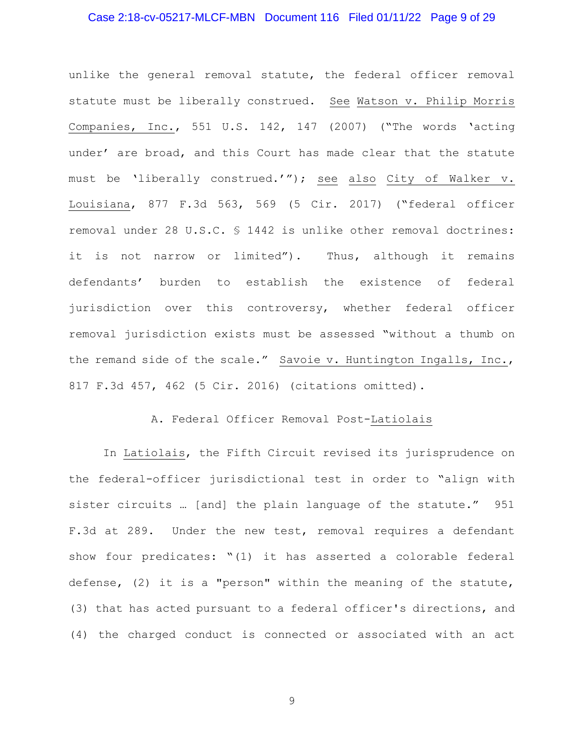unlike the general removal statute, the federal officer removal statute must be liberally construed. See Watson v. Philip Morris Companies, Inc., 551 U.S. 142, 147 (2007) ("The words 'acting under' are broad, and this Court has made clear that the statute must be 'liberally construed.'"); see also City of Walker v. Louisiana, 877 F.3d 563, 569 (5 Cir. 2017) ("federal officer removal under 28 U.S.C. § 1442 is unlike other removal doctrines: it is not narrow or limited"). Thus, although it remains defendants' burden to establish the existence of federal jurisdiction over this controversy, whether federal officer removal jurisdiction exists must be assessed "without a thumb on the remand side of the scale." Savoie v. Huntington Ingalls, Inc., 817 F.3d 457, 462 (5 Cir. 2016) (citations omitted).

## A. Federal Officer Removal Post-Latiolais

In Latiolais, the Fifth Circuit revised its jurisprudence on the federal-officer jurisdictional test in order to "align with sister circuits … [and] the plain language of the statute." 951 F.3d at 289. Under the new test, removal requires a defendant show four predicates: "(1) it has asserted a colorable federal defense, (2) it is a "person" within the meaning of the statute, (3) that has acted pursuant to a federal officer's directions, and (4) the charged conduct is connected or associated with an act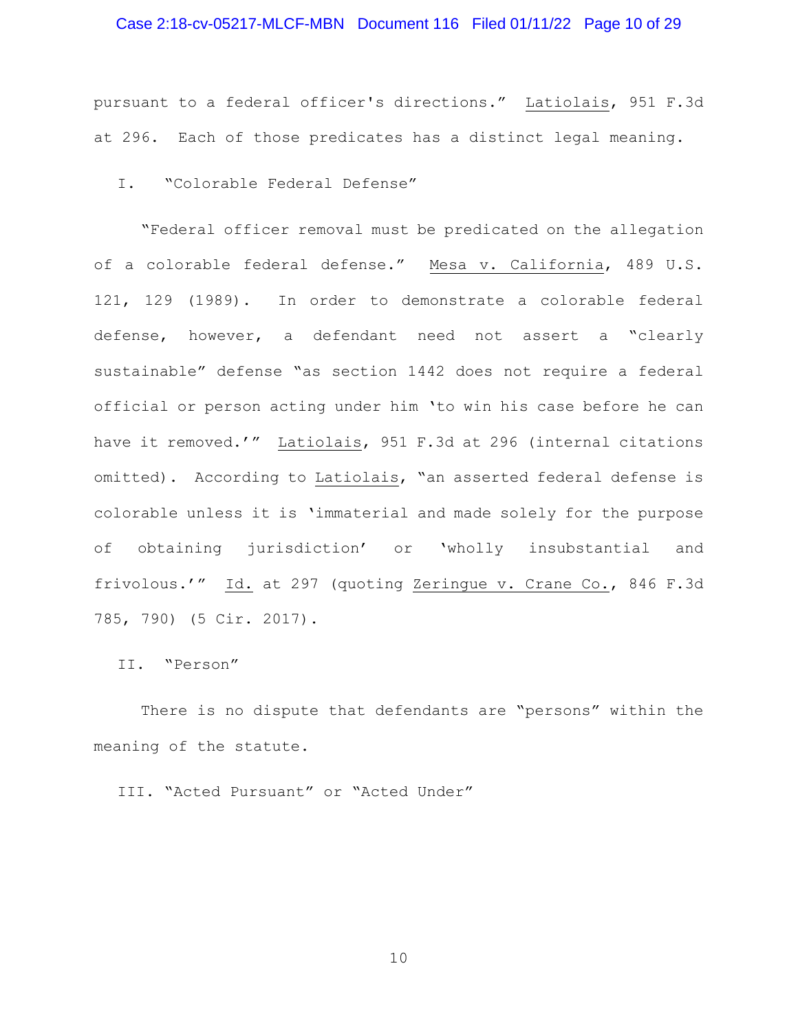pursuant to a federal officer's directions." Latiolais, 951 F.3d at 296. Each of those predicates has a distinct legal meaning.

## I. "Colorable Federal Defense"

"Federal officer removal must be predicated on the allegation of a colorable federal defense." Mesa v. California, 489 U.S. 121, 129 (1989). In order to demonstrate a colorable federal defense, however, a defendant need not assert a "clearly sustainable" defense "as section 1442 does not require a federal official or person acting under him 'to win his case before he can have it removed.'" Latiolais, 951 F.3d at 296 (internal citations omitted). According to Latiolais, "an asserted federal defense is colorable unless it is 'immaterial and made solely for the purpose of obtaining jurisdiction' or 'wholly insubstantial and frivolous.'" Id. at 297 (quoting Zeringue v. Crane Co., 846 F.3d 785, 790) (5 Cir. 2017).

## II. "Person"

There is no dispute that defendants are "persons" within the meaning of the statute.

## III. "Acted Pursuant" or "Acted Under"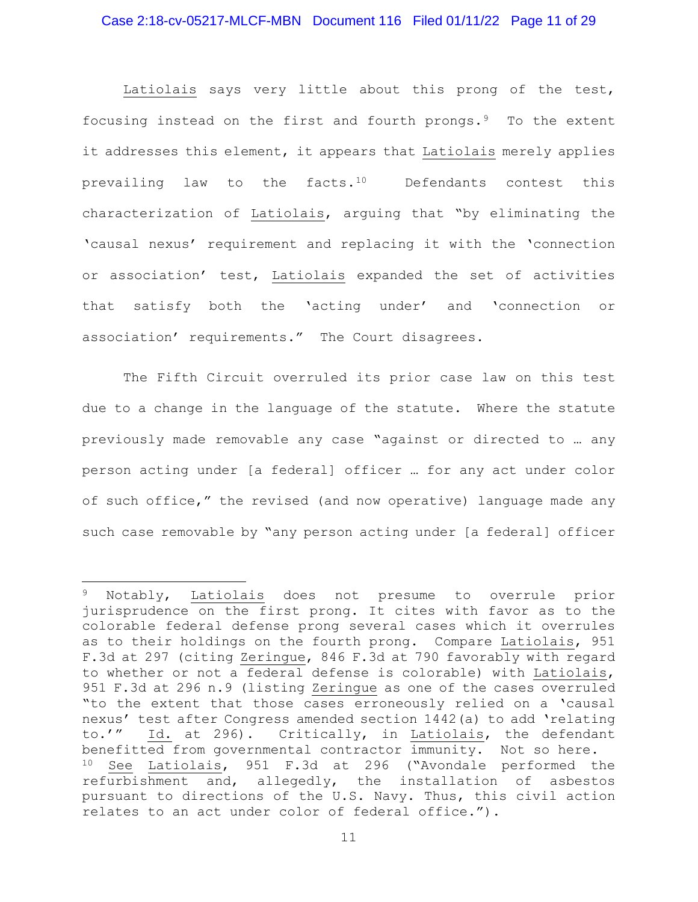Latiolais says very little about this prong of the test, focusing instead on the first and fourth prongs.[9] To the extent it addresses this element, it appears that Latiolais merely applies prevailing law to the facts.[10] Defendants contest this characterization of Latiolais, arguing that "by eliminating the 'causal nexus' requirement and replacing it with the 'connection or association' test, Latiolais expanded the set of activities that satisfy both the 'acting under' and 'connection or association' requirements." The Court disagrees.

The Fifth Circuit overruled its prior case law on this test due to a change in the language of the statute. Where the statute previously made removable any case "against or directed to … any person acting under [a federal] officer … for any act under color of such office," the revised (and now operative) language made any such case removable by "any person acting under [a federal] officer

---

[9] Notably, Latiolais does not presume to overrule prior jurisprudence on the first prong. It cites with favor as to the colorable federal defense prong several cases which it overrules as to their holdings on the fourth prong. Compare Latiolais, 951 F.3d at 297 (citing Zeringue, 846 F.3d at 790 favorably with regard to whether or not a federal defense is colorable) with Latiolais, 951 F.3d at 296 n.9 (listing Zeringue as one of the cases overruled "to the extent that those cases erroneously relied on a 'causal nexus' test after Congress amended section 1442(a) to add 'relating to.'" Id. at 296). Critically, in Latiolais, the defendant benefitted from governmental contractor immunity. Not so here.

[10] See Latiolais, 951 F.3d at 296 ("Avondale performed the refurbishment and, allegedly, the installation of asbestos pursuant to directions of the U.S. Navy. Thus, this civil action relates to an act under color of federal office.").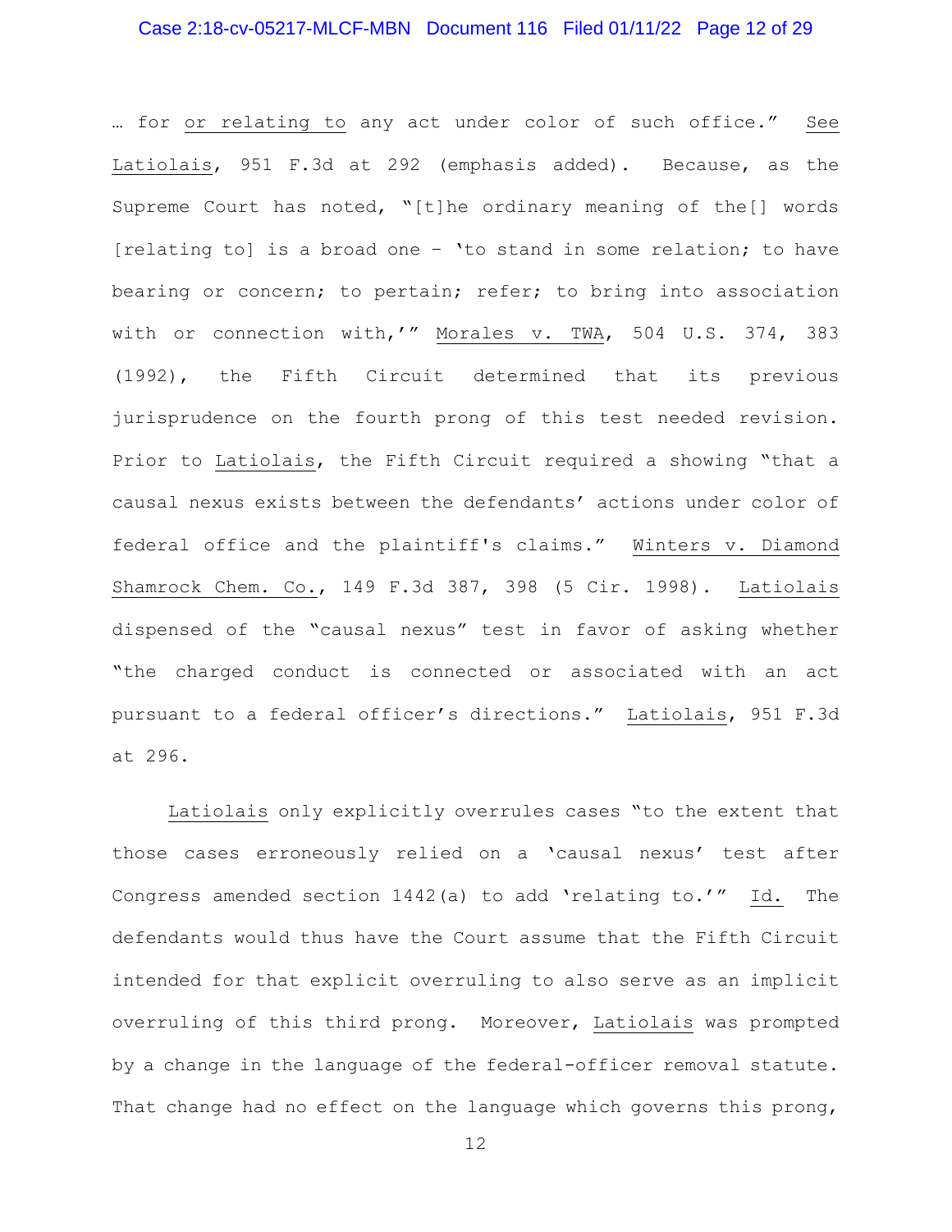… for <u>or relating to</u> any act under color of such office." <u>See</u> <u>Latiolais</u>, 951 F.3d at 292 (emphasis added). Because, as the Supreme Court has noted, "[t]he ordinary meaning of the[] words [relating to] is a broad one – 'to stand in some relation; to have bearing or concern; to pertain; refer; to bring into association with or connection with,'" <u>Morales v. TWA</u>, 504 U.S. 374, 383 (1992), the Fifth Circuit determined that its previous jurisprudence on the fourth prong of this test needed revision. Prior to <u>Latiolais</u>, the Fifth Circuit required a showing "that a causal nexus exists between the defendants' actions under color of federal office and the plaintiff's claims." <u>Winters v. Diamond Shamrock Chem. Co.</u>, 149 F.3d 387, 398 (5 Cir. 1998). <u>Latiolais</u> dispensed of the "causal nexus" test in favor of asking whether "the charged conduct is connected or associated with an act pursuant to a federal officer's directions." <u>Latiolais</u>, 951 F.3d at 296.

<u>Latiolais</u> only explicitly overrules cases "to the extent that those cases erroneously relied on a 'causal nexus' test after Congress amended section 1442(a) to add 'relating to.'" <u>Id.</u> The defendants would thus have the Court assume that the Fifth Circuit intended for that explicit overruling to also serve as an implicit overruling of this third prong. Moreover, <u>Latiolais</u> was prompted by a change in the language of the federal-officer removal statute. That change had no effect on the language which governs this prong,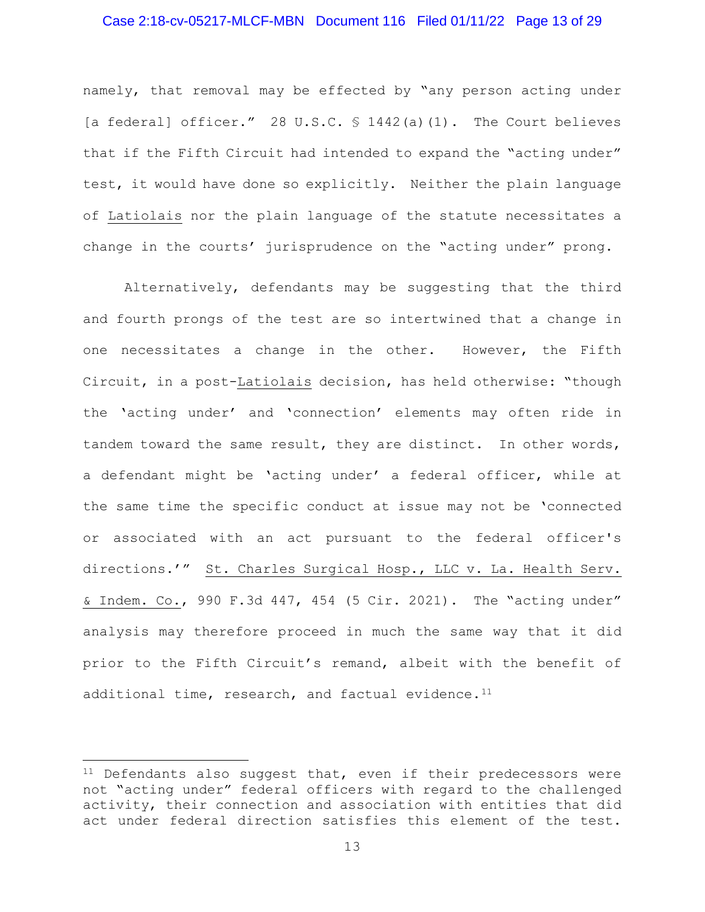namely, that removal may be effected by "any person acting under [a federal] officer." 28 U.S.C. § 1442(a)(1). The Court believes that if the Fifth Circuit had intended to expand the "acting under" test, it would have done so explicitly. Neither the plain language of Latiolais nor the plain language of the statute necessitates a change in the courts' jurisprudence on the "acting under" prong.

Alternatively, defendants may be suggesting that the third and fourth prongs of the test are so intertwined that a change in one necessitates a change in the other. However, the Fifth Circuit, in a post-Latiolais decision, has held otherwise: "though the 'acting under' and 'connection' elements may often ride in tandem toward the same result, they are distinct. In other words, a defendant might be 'acting under' a federal officer, while at the same time the specific conduct at issue may not be 'connected or associated with an act pursuant to the federal officer's directions.'" St. Charles Surgical Hosp., LLC v. La. Health Serv. & Indem. Co., 990 F.3d 447, 454 (5 Cir. 2021). The "acting under" analysis may therefore proceed in much the same way that it did prior to the Fifth Circuit's remand, albeit with the benefit of additional time, research, and factual evidence.[11]

---

[11] Defendants also suggest that, even if their predecessors were not "acting under" federal officers with regard to the challenged activity, their connection and association with entities that did act under federal direction satisfies this element of the test.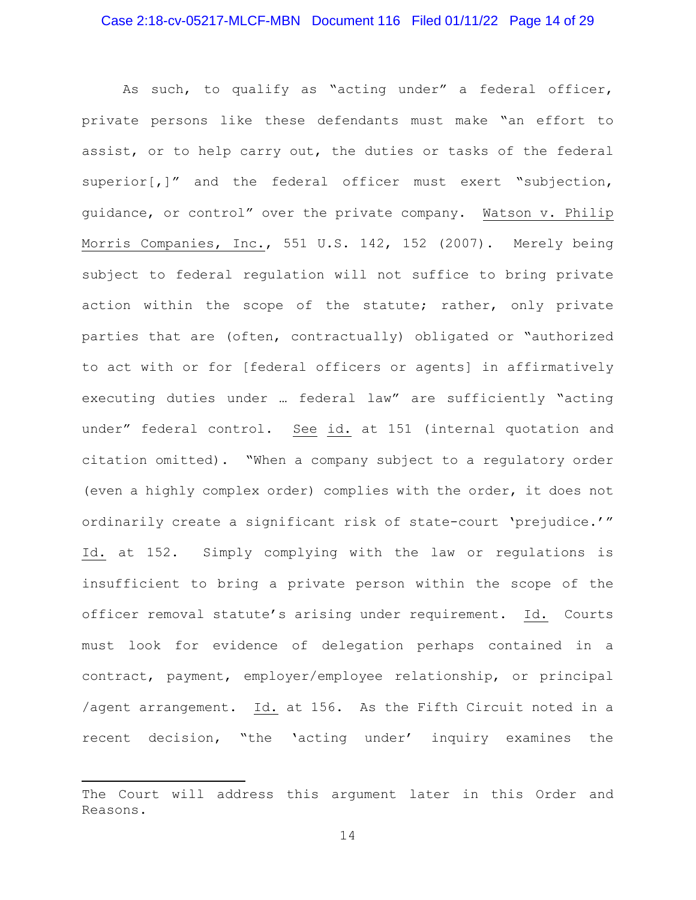As such, to qualify as "acting under" a federal officer, private persons like these defendants must make "an effort to assist, or to help carry out, the duties or tasks of the federal superior[,]" and the federal officer must exert "subjection, guidance, or control" over the private company. Watson v. Philip Morris Companies, Inc., 551 U.S. 142, 152 (2007). Merely being subject to federal regulation will not suffice to bring private action within the scope of the statute; rather, only private parties that are (often, contractually) obligated or "authorized to act with or for [federal officers or agents] in affirmatively executing duties under … federal law" are sufficiently "acting under" federal control. See id. at 151 (internal quotation and citation omitted). "When a company subject to a regulatory order (even a highly complex order) complies with the order, it does not ordinarily create a significant risk of state-court 'prejudice.'" Id. at 152. Simply complying with the law or regulations is insufficient to bring a private person within the scope of the officer removal statute's arising under requirement. Id. Courts must look for evidence of delegation perhaps contained in a contract, payment, employer/employee relationship, or principal /agent arrangement. Id. at 156. As the Fifth Circuit noted in a recent decision, "the 'acting under' inquiry examines the

---

The Court will address this argument later in this Order and Reasons.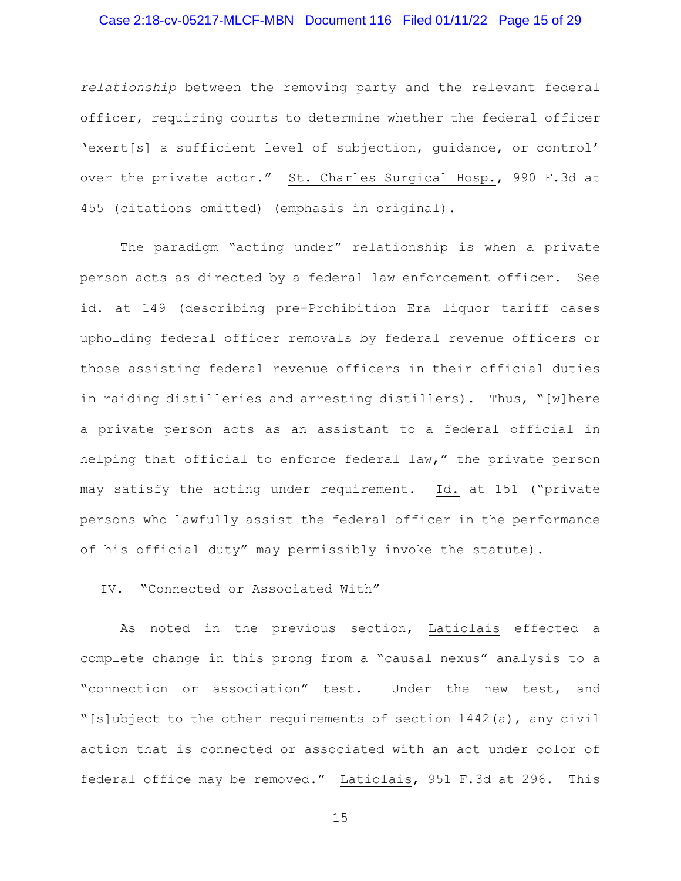*relationship* between the removing party and the relevant federal officer, requiring courts to determine whether the federal officer 'exert[s] a sufficient level of subjection, guidance, or control' over the private actor." St. Charles Surgical Hosp., 990 F.3d at 455 (citations omitted) (emphasis in original).

The paradigm "acting under" relationship is when a private person acts as directed by a federal law enforcement officer. See id. at 149 (describing pre-Prohibition Era liquor tariff cases upholding federal officer removals by federal revenue officers or those assisting federal revenue officers in their official duties in raiding distilleries and arresting distillers). Thus, "[w]here a private person acts as an assistant to a federal official in helping that official to enforce federal law," the private person may satisfy the acting under requirement. Id. at 151 ("private persons who lawfully assist the federal officer in the performance of his official duty" may permissibly invoke the statute).

## IV. "Connected or Associated With"

As noted in the previous section, Latiolais effected a complete change in this prong from a "causal nexus" analysis to a "connection or association" test. Under the new test, and "[s]ubject to the other requirements of section 1442(a), any civil action that is connected or associated with an act under color of federal office may be removed." Latiolais, 951 F.3d at 296. This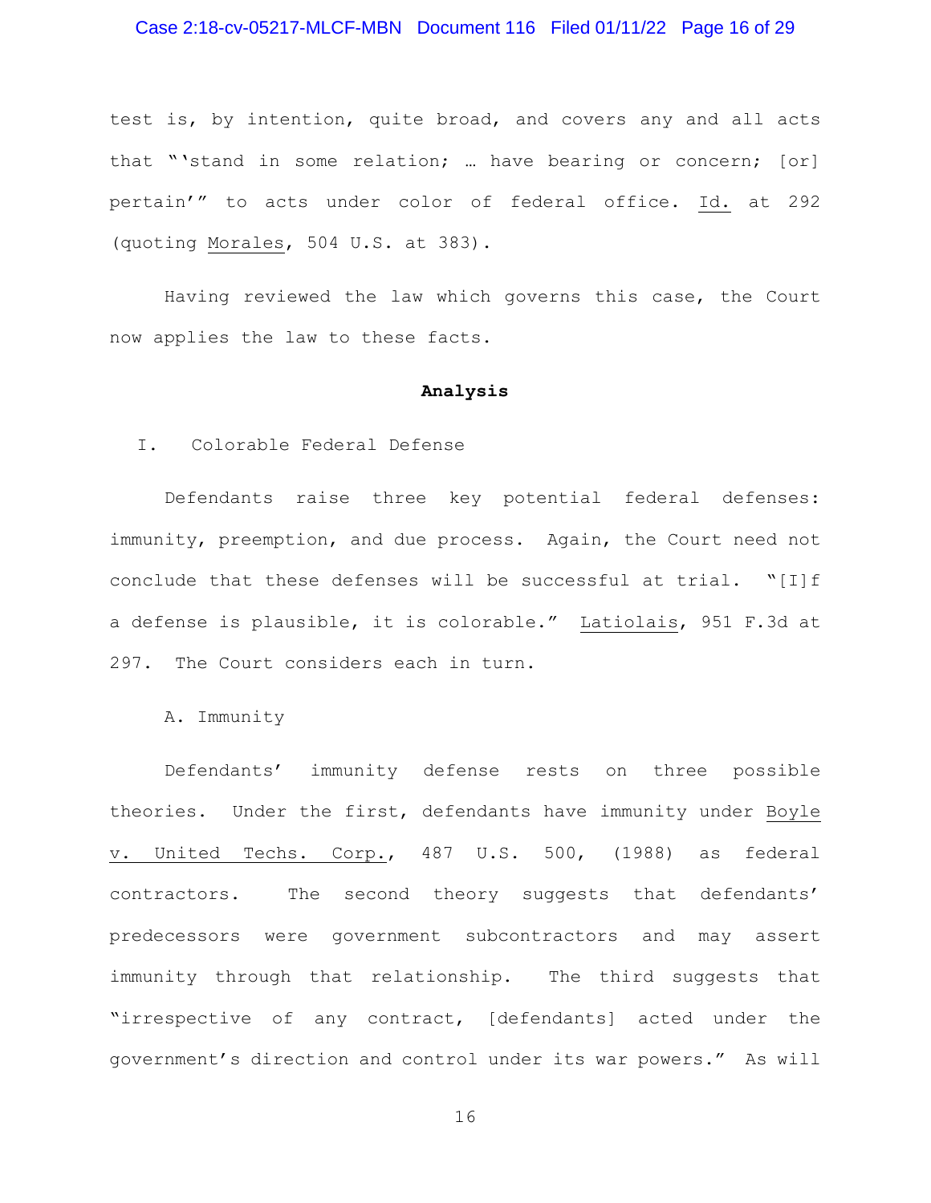test is, by intention, quite broad, and covers any and all acts that "'stand in some relation; … have bearing or concern; [or] pertain'" to acts under color of federal office. Id. at 292 (quoting Morales, 504 U.S. at 383).

Having reviewed the law which governs this case, the Court now applies the law to these facts.

## Analysis

I. Colorable Federal Defense

Defendants raise three key potential federal defenses: immunity, preemption, and due process. Again, the Court need not conclude that these defenses will be successful at trial. "[I]f a defense is plausible, it is colorable." Latiolais, 951 F.3d at 297. The Court considers each in turn.

A. Immunity

Defendants' immunity defense rests on three possible theories. Under the first, defendants have immunity under Boyle v. United Techs. Corp., 487 U.S. 500, (1988) as federal contractors. The second theory suggests that defendants' predecessors were government subcontractors and may assert immunity through that relationship. The third suggests that "irrespective of any contract, [defendants] acted under the government's direction and control under its war powers." As will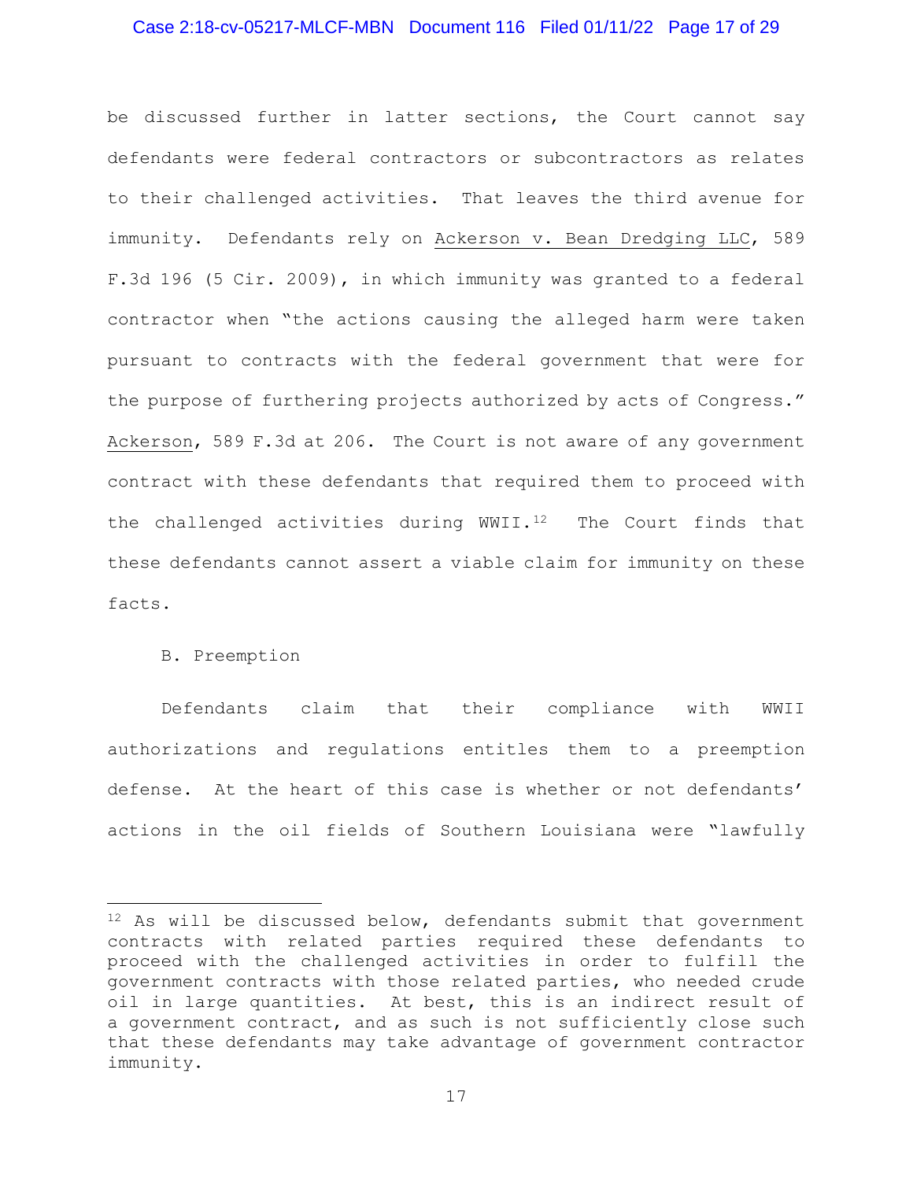be discussed further in latter sections, the Court cannot say defendants were federal contractors or subcontractors as relates to their challenged activities. That leaves the third avenue for immunity. Defendants rely on Ackerson v. Bean Dredging LLC, 589 F.3d 196 (5 Cir. 2009), in which immunity was granted to a federal contractor when "the actions causing the alleged harm were taken pursuant to contracts with the federal government that were for the purpose of furthering projects authorized by acts of Congress." Ackerson, 589 F.3d at 206. The Court is not aware of any government contract with these defendants that required them to proceed with the challenged activities during WWII.[12] The Court finds that these defendants cannot assert a viable claim for immunity on these facts.

B. Preemption

Defendants claim that their compliance with WWII authorizations and regulations entitles them to a preemption defense. At the heart of this case is whether or not defendants' actions in the oil fields of Southern Louisiana were "lawfully

---

[12] As will be discussed below, defendants submit that government contracts with related parties required these defendants to proceed with the challenged activities in order to fulfill the government contracts with those related parties, who needed crude oil in large quantities. At best, this is an indirect result of a government contract, and as such is not sufficiently close such that these defendants may take advantage of government contractor immunity.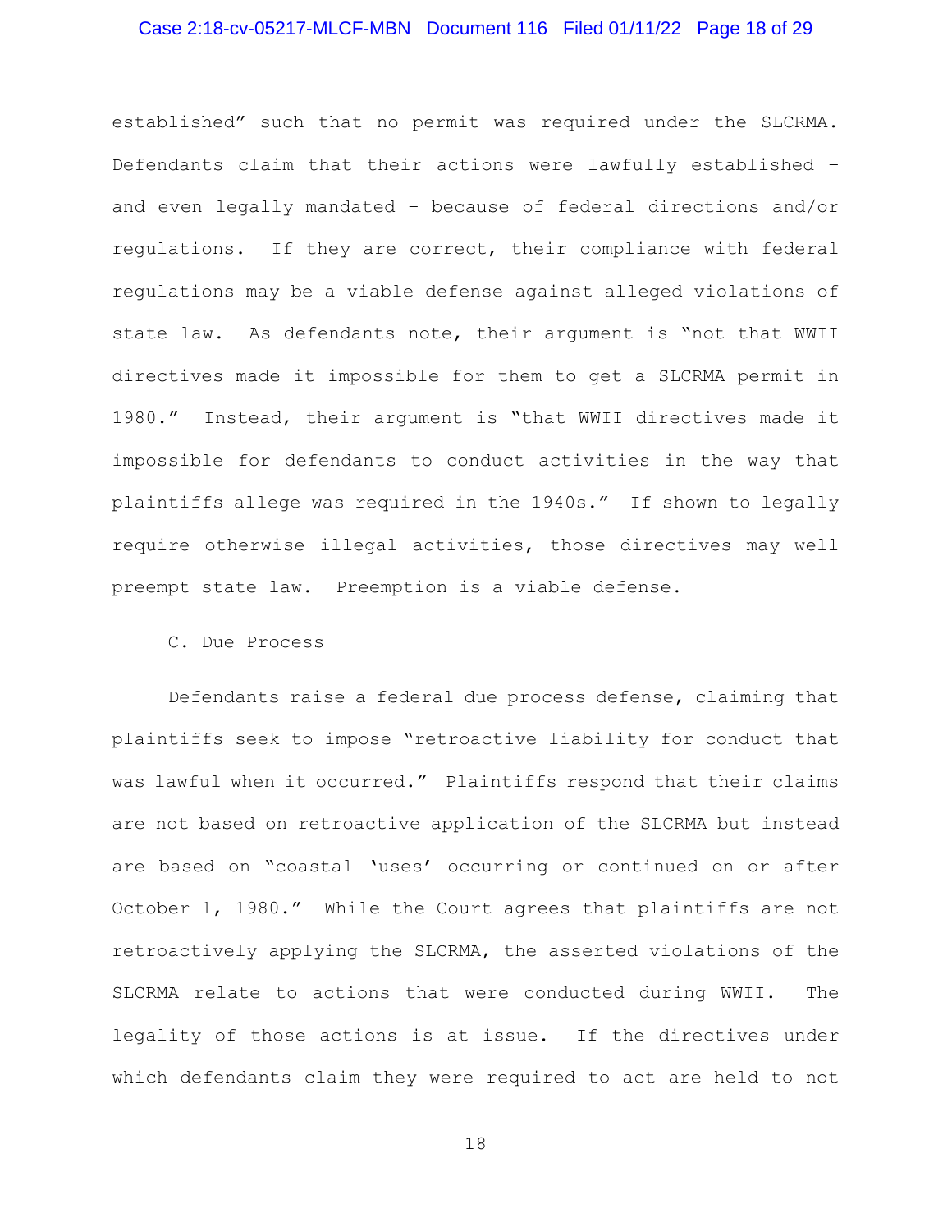established" such that no permit was required under the SLCRMA. Defendants claim that their actions were lawfully established – and even legally mandated – because of federal directions and/or regulations. If they are correct, their compliance with federal regulations may be a viable defense against alleged violations of state law. As defendants note, their argument is "not that WWII directives made it impossible for them to get a SLCRMA permit in 1980." Instead, their argument is "that WWII directives made it impossible for defendants to conduct activities in the way that plaintiffs allege was required in the 1940s." If shown to legally require otherwise illegal activities, those directives may well preempt state law. Preemption is a viable defense.

C. Due Process

Defendants raise a federal due process defense, claiming that plaintiffs seek to impose "retroactive liability for conduct that was lawful when it occurred." Plaintiffs respond that their claims are not based on retroactive application of the SLCRMA but instead are based on "coastal 'uses' occurring or continued on or after October 1, 1980." While the Court agrees that plaintiffs are not retroactively applying the SLCRMA, the asserted violations of the SLCRMA relate to actions that were conducted during WWII. The legality of those actions is at issue. If the directives under which defendants claim they were required to act are held to not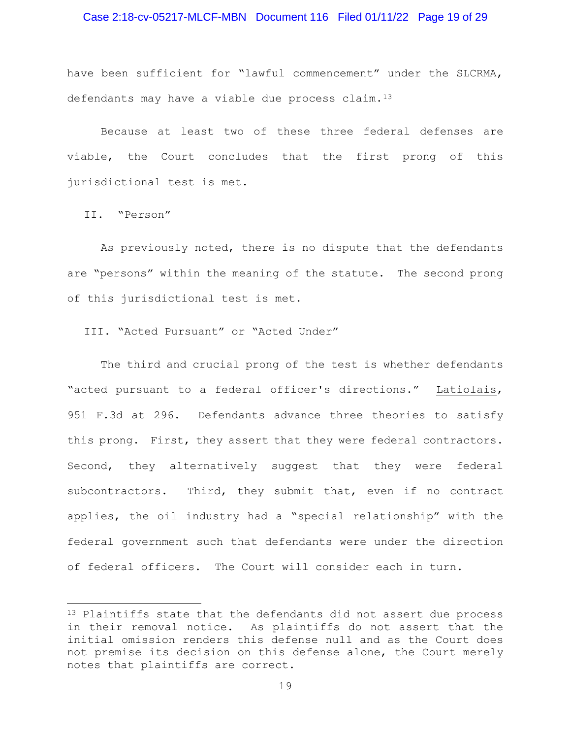have been sufficient for "lawful commencement" under the SLCRMA, defendants may have a viable due process claim.[13]

Because at least two of these three federal defenses are viable, the Court concludes that the first prong of this jurisdictional test is met.

## II. "Person"

As previously noted, there is no dispute that the defendants are "persons" within the meaning of the statute. The second prong of this jurisdictional test is met.

## III. "Acted Pursuant" or "Acted Under"

The third and crucial prong of the test is whether defendants "acted pursuant to a federal officer's directions." Latiolais, 951 F.3d at 296. Defendants advance three theories to satisfy this prong. First, they assert that they were federal contractors. Second, they alternatively suggest that they were federal subcontractors. Third, they submit that, even if no contract applies, the oil industry had a "special relationship" with the federal government such that defendants were under the direction of federal officers. The Court will consider each in turn.

---

[13] Plaintiffs state that the defendants did not assert due process in their removal notice. As plaintiffs do not assert that the initial omission renders this defense null and as the Court does not premise its decision on this defense alone, the Court merely notes that plaintiffs are correct.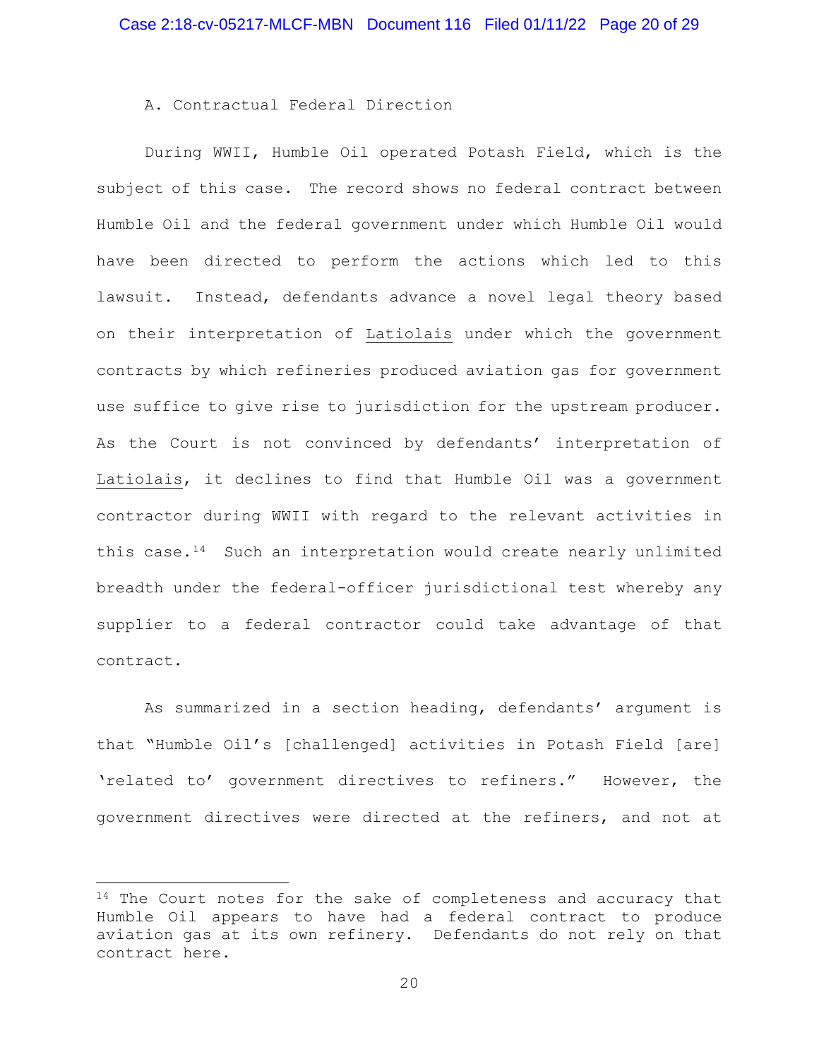### A. Contractual Federal Direction

During WWII, Humble Oil operated Potash Field, which is the subject of this case. The record shows no federal contract between Humble Oil and the federal government under which Humble Oil would have been directed to perform the actions which led to this lawsuit. Instead, defendants advance a novel legal theory based on their interpretation of Latiolais under which the government contracts by which refineries produced aviation gas for government use suffice to give rise to jurisdiction for the upstream producer. As the Court is not convinced by defendants' interpretation of Latiolais, it declines to find that Humble Oil was a government contractor during WWII with regard to the relevant activities in this case.[14] Such an interpretation would create nearly unlimited breadth under the federal-officer jurisdictional test whereby any supplier to a federal contractor could take advantage of that contract.

As summarized in a section heading, defendants' argument is that "Humble Oil's [challenged] activities in Potash Field [are] 'related to' government directives to refiners." However, the government directives were directed at the refiners, and not at

---

[14] The Court notes for the sake of completeness and accuracy that Humble Oil appears to have had a federal contract to produce aviation gas at its own refinery. Defendants do not rely on that contract here.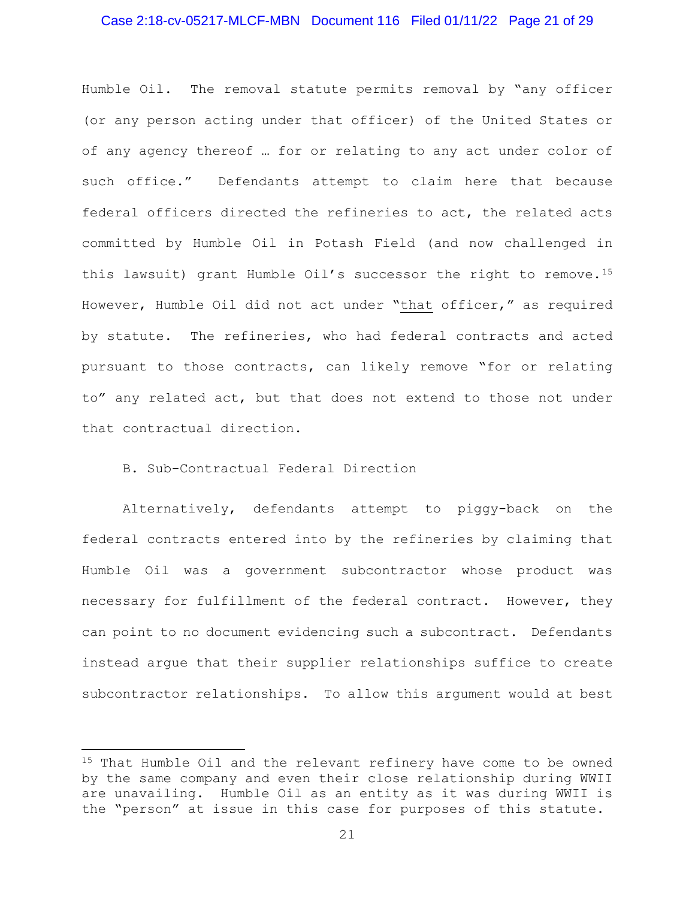Humble Oil. The removal statute permits removal by "any officer (or any person acting under that officer) of the United States or of any agency thereof … for or relating to any act under color of such office." Defendants attempt to claim here that because federal officers directed the refineries to act, the related acts committed by Humble Oil in Potash Field (and now challenged in this lawsuit) grant Humble Oil's successor the right to remove.[15] However, Humble Oil did not act under "<u>that</u> officer," as required by statute. The refineries, who had federal contracts and acted pursuant to those contracts, can likely remove "for or relating to" any related act, but that does not extend to those not under that contractual direction.

B. Sub-Contractual Federal Direction

Alternatively, defendants attempt to piggy-back on the federal contracts entered into by the refineries by claiming that Humble Oil was a government subcontractor whose product was necessary for fulfillment of the federal contract. However, they can point to no document evidencing such a subcontract. Defendants instead argue that their supplier relationships suffice to create subcontractor relationships. To allow this argument would at best

---

[15] That Humble Oil and the relevant refinery have come to be owned by the same company and even their close relationship during WWII are unavailing. Humble Oil as an entity as it was during WWII is the "person" at issue in this case for purposes of this statute.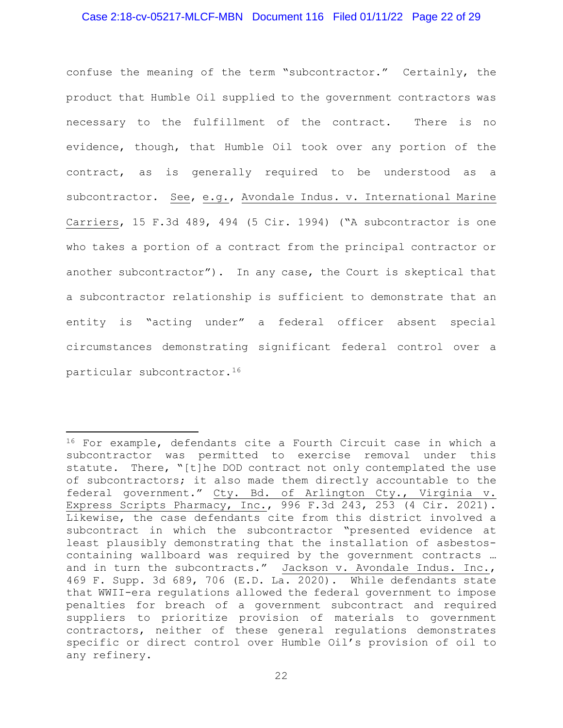confuse the meaning of the term "subcontractor." Certainly, the product that Humble Oil supplied to the government contractors was necessary to the fulfillment of the contract. There is no evidence, though, that Humble Oil took over any portion of the contract, as is generally required to be understood as a subcontractor. See, e.g., Avondale Indus. v. International Marine Carriers, 15 F.3d 489, 494 (5 Cir. 1994) ("A subcontractor is one who takes a portion of a contract from the principal contractor or another subcontractor"). In any case, the Court is skeptical that a subcontractor relationship is sufficient to demonstrate that an entity is "acting under" a federal officer absent special circumstances demonstrating significant federal control over a particular subcontractor.[16]

---

[16] For example, defendants cite a Fourth Circuit case in which a subcontractor was permitted to exercise removal under this statute. There, "[t]he DOD contract not only contemplated the use of subcontractors; it also made them directly accountable to the federal government." Cty. Bd. of Arlington Cty., Virginia v. Express Scripts Pharmacy, Inc., 996 F.3d 243, 253 (4 Cir. 2021). Likewise, the case defendants cite from this district involved a subcontract in which the subcontractor "presented evidence at least plausibly demonstrating that the installation of asbestos-containing wallboard was required by the government contracts … and in turn the subcontracts." Jackson v. Avondale Indus. Inc., 469 F. Supp. 3d 689, 706 (E.D. La. 2020). While defendants state that WWII-era regulations allowed the federal government to impose penalties for breach of a government subcontract and required suppliers to prioritize provision of materials to government contractors, neither of these general regulations demonstrates specific or direct control over Humble Oil's provision of oil to any refinery.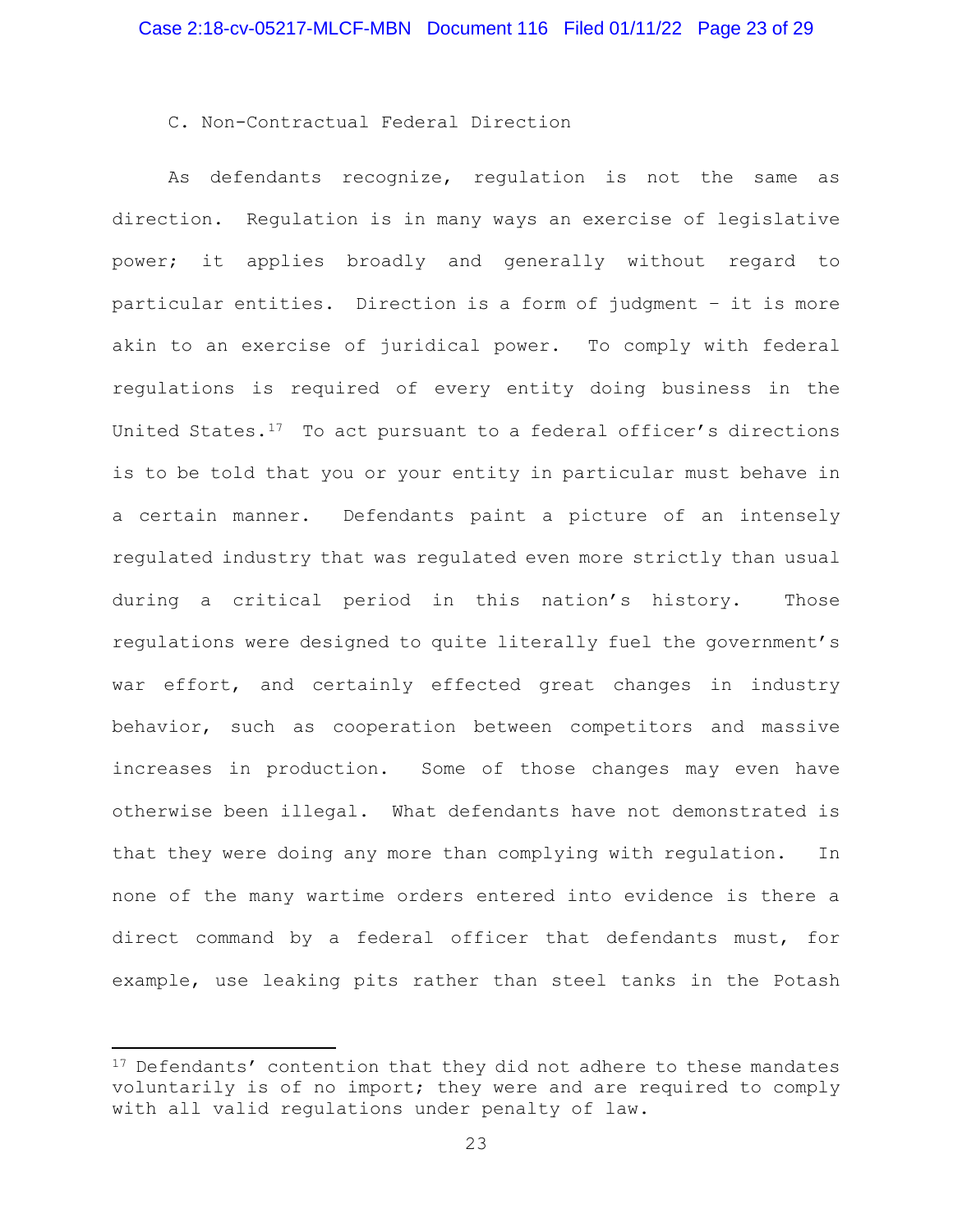### C. Non-Contractual Federal Direction

As defendants recognize, regulation is not the same as direction. Regulation is in many ways an exercise of legislative power; it applies broadly and generally without regard to particular entities. Direction is a form of judgment – it is more akin to an exercise of juridical power. To comply with federal regulations is required of every entity doing business in the United States.[17] To act pursuant to a federal officer's directions is to be told that you or your entity in particular must behave in a certain manner. Defendants paint a picture of an intensely regulated industry that was regulated even more strictly than usual during a critical period in this nation's history. Those regulations were designed to quite literally fuel the government's war effort, and certainly effected great changes in industry behavior, such as cooperation between competitors and massive increases in production. Some of those changes may even have otherwise been illegal. What defendants have not demonstrated is that they were doing any more than complying with regulation. In none of the many wartime orders entered into evidence is there a direct command by a federal officer that defendants must, for example, use leaking pits rather than steel tanks in the Potash

---

[17] Defendants' contention that they did not adhere to these mandates voluntarily is of no import; they were and are required to comply with all valid regulations under penalty of law.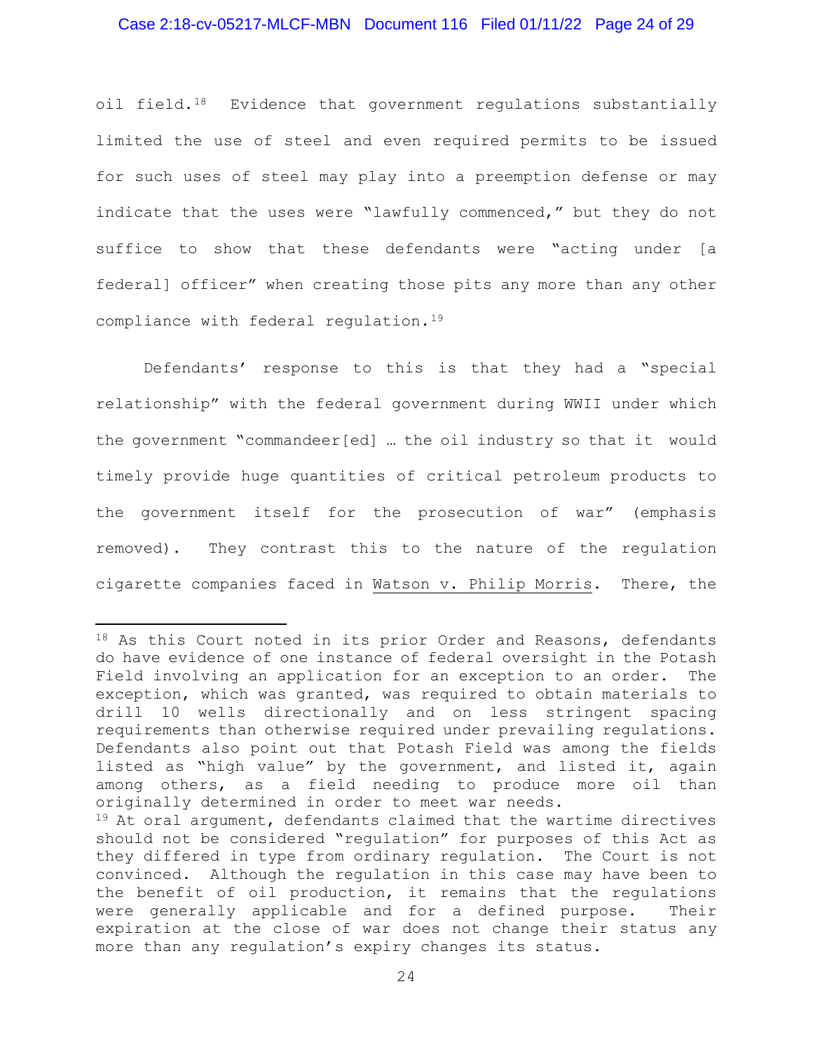oil field.[18] Evidence that government regulations substantially limited the use of steel and even required permits to be issued for such uses of steel may play into a preemption defense or may indicate that the uses were "lawfully commenced," but they do not suffice to show that these defendants were "acting under [a federal] officer" when creating those pits any more than any other compliance with federal regulation.[19]

Defendants' response to this is that they had a "special relationship" with the federal government during WWII under which the government "commandeer[ed] … the oil industry so that it would timely provide huge quantities of critical petroleum products to the government itself for the prosecution of war" (emphasis removed). They contrast this to the nature of the regulation cigarette companies faced in Watson v. Philip Morris. There, the

---

[18] As this Court noted in its prior Order and Reasons, defendants do have evidence of one instance of federal oversight in the Potash Field involving an application for an exception to an order. The exception, which was granted, was required to obtain materials to drill 10 wells directionally and on less stringent spacing requirements than otherwise required under prevailing regulations. Defendants also point out that Potash Field was among the fields listed as "high value" by the government, and listed it, again among others, as a field needing to produce more oil than originally determined in order to meet war needs.

[19] At oral argument, defendants claimed that the wartime directives should not be considered "regulation" for purposes of this Act as they differed in type from ordinary regulation. The Court is not convinced. Although the regulation in this case may have been to the benefit of oil production, it remains that the regulations were generally applicable and for a defined purpose. Their expiration at the close of war does not change their status any more than any regulation's expiry changes its status.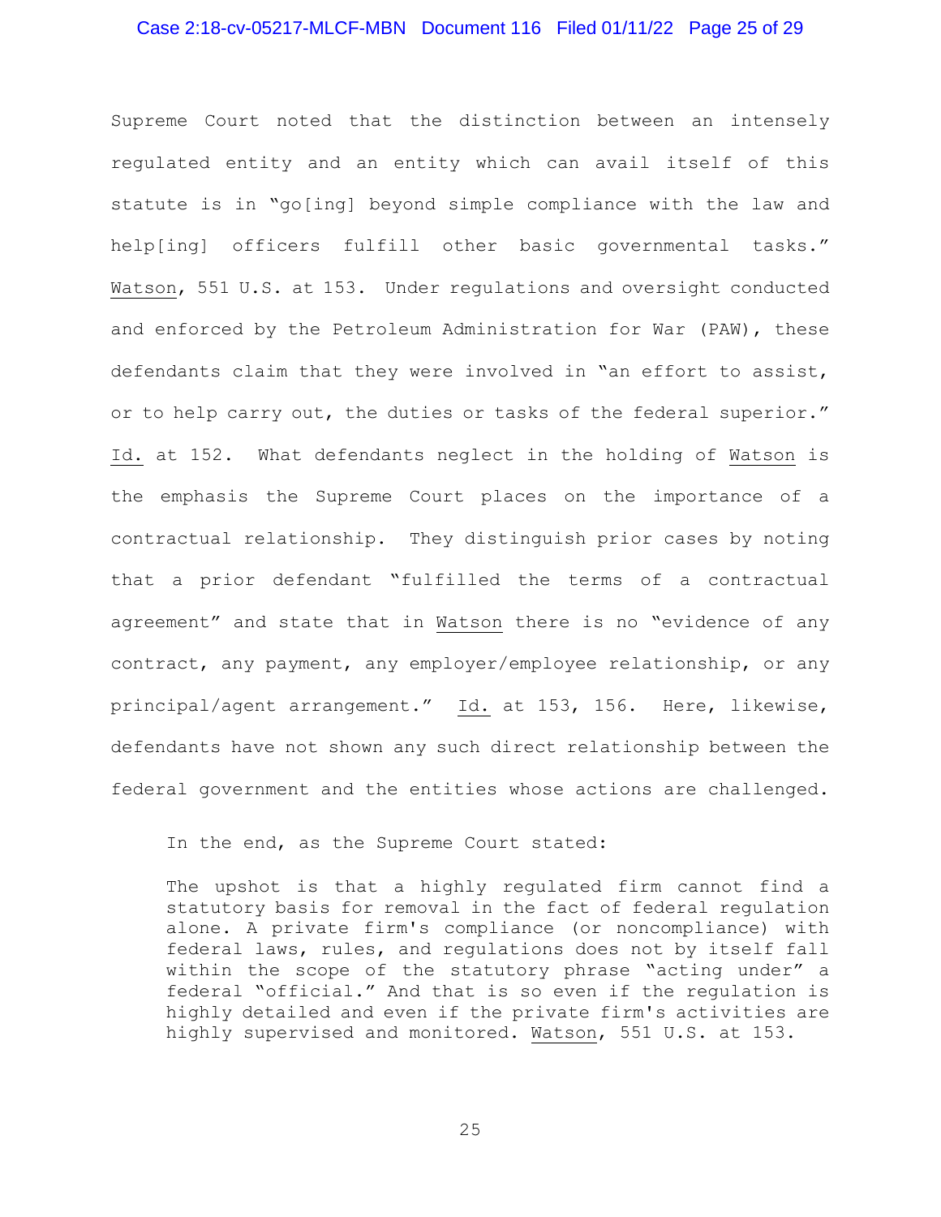Supreme Court noted that the distinction between an intensely regulated entity and an entity which can avail itself of this statute is in "go[ing] beyond simple compliance with the law and help[ing] officers fulfill other basic governmental tasks." Watson, 551 U.S. at 153. Under regulations and oversight conducted and enforced by the Petroleum Administration for War (PAW), these defendants claim that they were involved in "an effort to assist, or to help carry out, the duties or tasks of the federal superior." Id. at 152. What defendants neglect in the holding of Watson is the emphasis the Supreme Court places on the importance of a contractual relationship. They distinguish prior cases by noting that a prior defendant "fulfilled the terms of a contractual agreement" and state that in Watson there is no "evidence of any contract, any payment, any employer/employee relationship, or any principal/agent arrangement." Id. at 153, 156. Here, likewise, defendants have not shown any such direct relationship between the federal government and the entities whose actions are challenged.

In the end, as the Supreme Court stated:

> The upshot is that a highly regulated firm cannot find a statutory basis for removal in the fact of federal regulation alone. A private firm's compliance (or noncompliance) with federal laws, rules, and regulations does not by itself fall within the scope of the statutory phrase "acting under" a federal "official." And that is so even if the regulation is highly detailed and even if the private firm's activities are highly supervised and monitored. Watson, 551 U.S. at 153.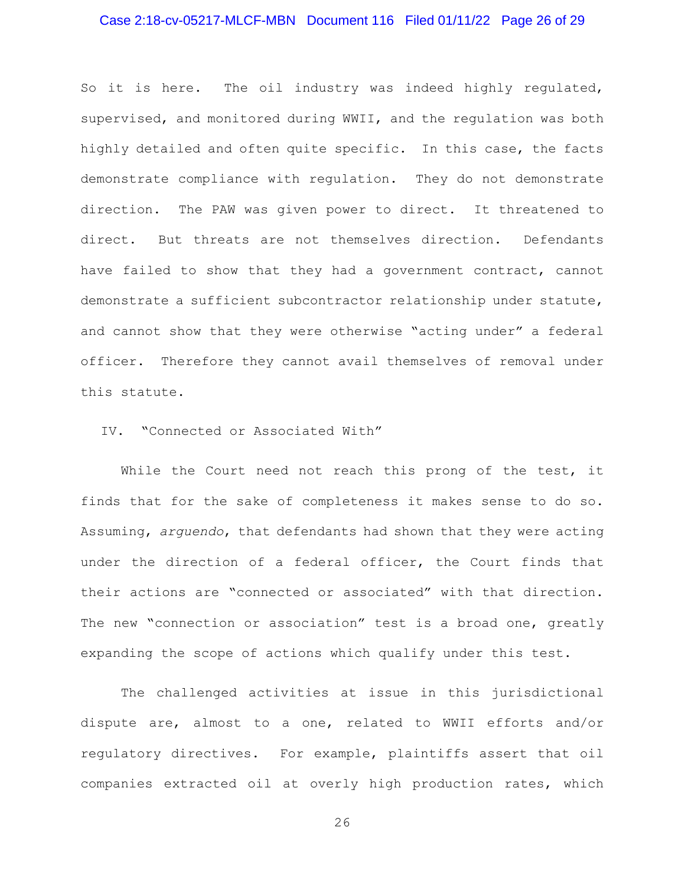So it is here. The oil industry was indeed highly regulated, supervised, and monitored during WWII, and the regulation was both highly detailed and often quite specific. In this case, the facts demonstrate compliance with regulation. They do not demonstrate direction. The PAW was given power to direct. It threatened to direct. But threats are not themselves direction. Defendants have failed to show that they had a government contract, cannot demonstrate a sufficient subcontractor relationship under statute, and cannot show that they were otherwise "acting under" a federal officer. Therefore they cannot avail themselves of removal under this statute.

## IV. "Connected or Associated With"

While the Court need not reach this prong of the test, it finds that for the sake of completeness it makes sense to do so. Assuming, *arguendo*, that defendants had shown that they were acting under the direction of a federal officer, the Court finds that their actions are "connected or associated" with that direction. The new "connection or association" test is a broad one, greatly expanding the scope of actions which qualify under this test.

The challenged activities at issue in this jurisdictional dispute are, almost to a one, related to WWII efforts and/or regulatory directives. For example, plaintiffs assert that oil companies extracted oil at overly high production rates, which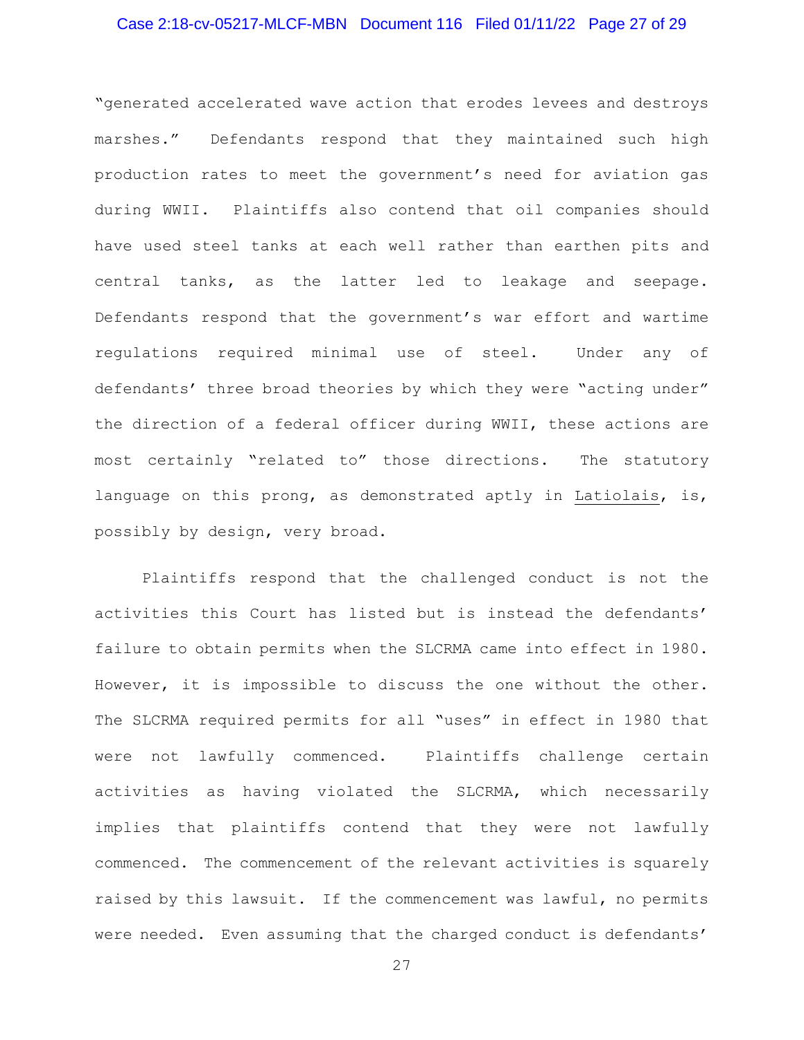"generated accelerated wave action that erodes levees and destroys marshes." Defendants respond that they maintained such high production rates to meet the government's need for aviation gas during WWII. Plaintiffs also contend that oil companies should have used steel tanks at each well rather than earthen pits and central tanks, as the latter led to leakage and seepage. Defendants respond that the government's war effort and wartime regulations required minimal use of steel. Under any of defendants' three broad theories by which they were "acting under" the direction of a federal officer during WWII, these actions are most certainly "related to" those directions. The statutory language on this prong, as demonstrated aptly in Latiolais, is, possibly by design, very broad.

Plaintiffs respond that the challenged conduct is not the activities this Court has listed but is instead the defendants' failure to obtain permits when the SLCRMA came into effect in 1980. However, it is impossible to discuss the one without the other. The SLCRMA required permits for all "uses" in effect in 1980 that were not lawfully commenced. Plaintiffs challenge certain activities as having violated the SLCRMA, which necessarily implies that plaintiffs contend that they were not lawfully commenced. The commencement of the relevant activities is squarely raised by this lawsuit. If the commencement was lawful, no permits were needed. Even assuming that the charged conduct is defendants'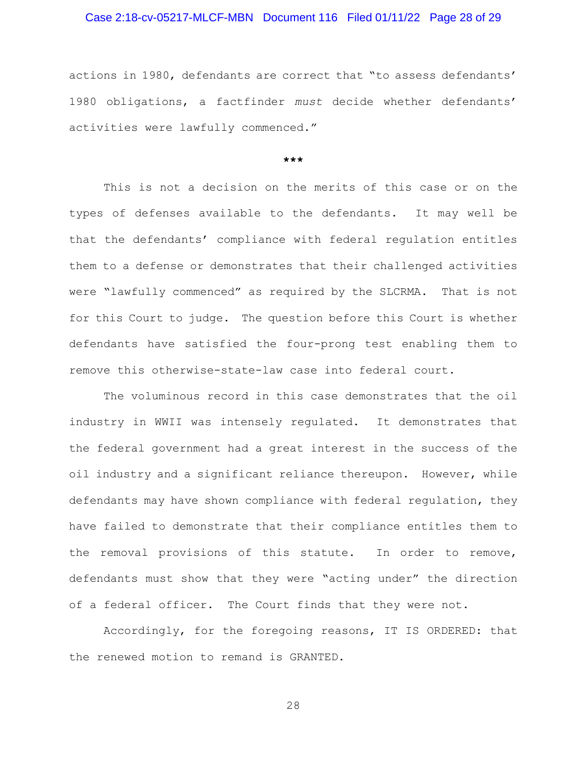actions in 1980, defendants are correct that "to assess defendants' 1980 obligations, a factfinder *must* decide whether defendants' activities were lawfully commenced."

***

This is not a decision on the merits of this case or on the types of defenses available to the defendants. It may well be that the defendants' compliance with federal regulation entitles them to a defense or demonstrates that their challenged activities were "lawfully commenced" as required by the SLCRMA. That is not for this Court to judge. The question before this Court is whether defendants have satisfied the four-prong test enabling them to remove this otherwise-state-law case into federal court.

The voluminous record in this case demonstrates that the oil industry in WWII was intensely regulated. It demonstrates that the federal government had a great interest in the success of the oil industry and a significant reliance thereupon. However, while defendants may have shown compliance with federal regulation, they have failed to demonstrate that their compliance entitles them to the removal provisions of this statute. In order to remove, defendants must show that they were "acting under" the direction of a federal officer. The Court finds that they were not.

Accordingly, for the foregoing reasons, IT IS ORDERED: that the renewed motion to remand is GRANTED.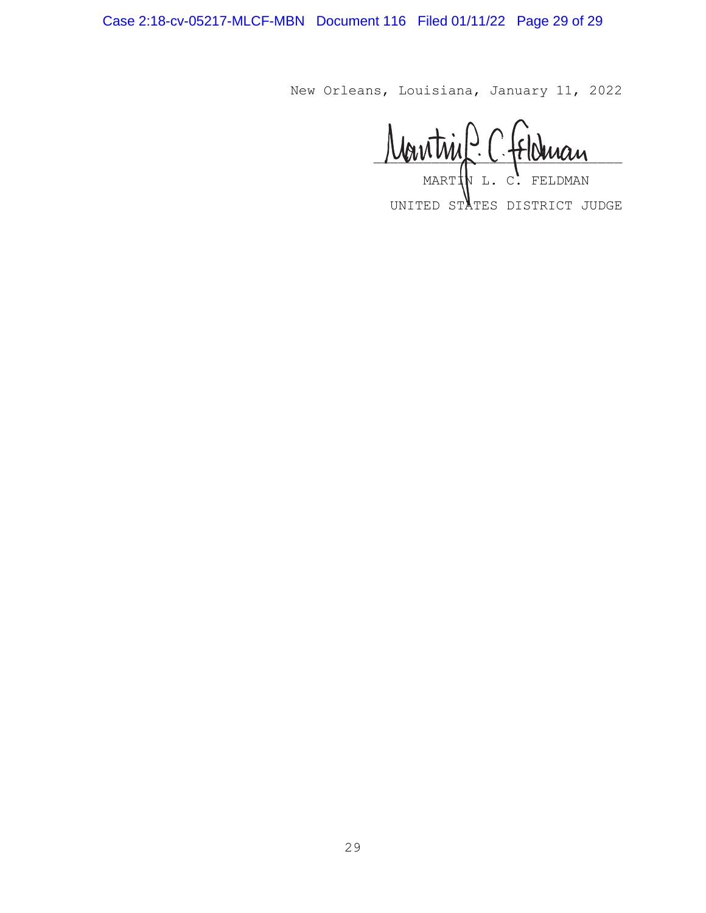New Orleans, Louisiana, January 11, 2022

MARTIN L. C. FELDMAN

UNITED STATES DISTRICT JUDGE